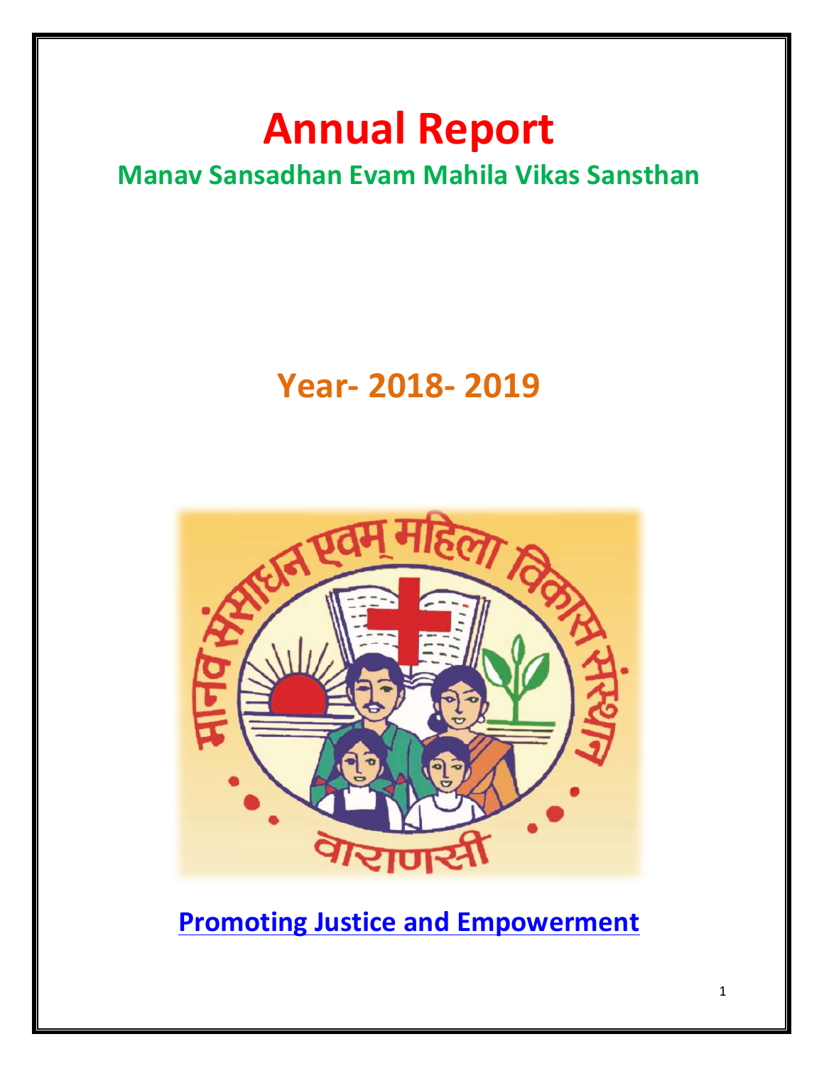# Annual Report

## Manav Sansadhan Evam Mahila Vikas Sansthan

## Year- 2018- 2019

**Promoting Justice and Empowerment**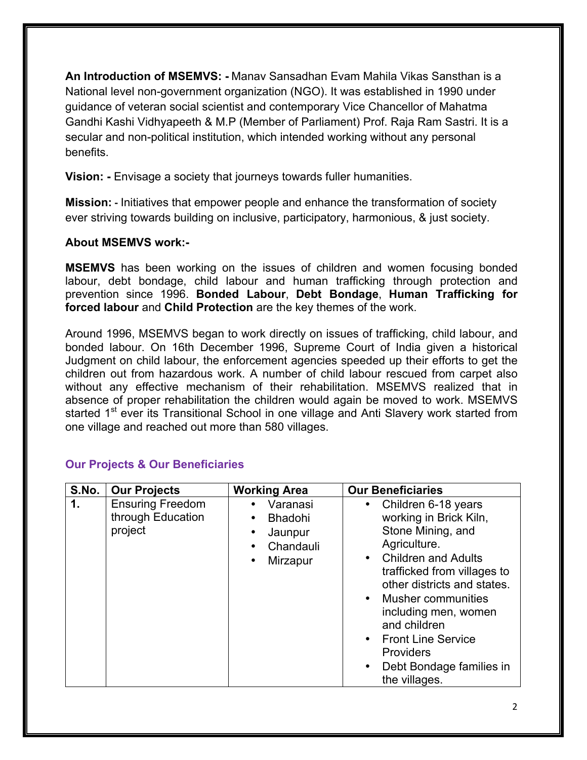**An Introduction of MSEMVS: -** Manav Sansadhan Evam Mahila Vikas Sansthan is a National level non-government organization (NGO). It was established in 1990 under guidance of veteran social scientist and contemporary Vice Chancellor of Mahatma Gandhi Kashi Vidhyapeeth & M.P (Member of Parliament) Prof. Raja Ram Sastri. It is a secular and non-political institution, which intended working without any personal benefits.

**Vision: -** Envisage a society that journeys towards fuller humanities.

**Mission:** - Initiatives that empower people and enhance the transformation of society ever striving towards building on inclusive, participatory, harmonious, & just society.

**About MSEMVS work:-**

**MSEMVS** has been working on the issues of children and women focusing bonded labour, debt bondage, child labour and human trafficking through protection and prevention since 1996. **Bonded Labour**, **Debt Bondage**, **Human Trafficking for forced labour** and **Child Protection** are the key themes of the work.

Around 1996, MSEMVS began to work directly on issues of trafficking, child labour, and bonded labour. On 16th December 1996, Supreme Court of India given a historical Judgment on child labour, the enforcement agencies speeded up their efforts to get the children out from hazardous work. A number of child labour rescued from carpet also without any effective mechanism of their rehabilitation. MSEMVS realized that in absence of proper rehabilitation the children would again be moved to work. MSEMVS started 1st ever its Transitional School in one village and Anti Slavery work started from one village and reached out more than 580 villages.

## Our Projects & Our Beneficiaries

| S.No. | Our Projects | Working Area | Our Beneficiaries |
|---|---|---|---|
| **1.** | Ensuring Freedom through Education project | • Varanasi<br>• Bhadohi<br>• Jaunpur<br>• Chandauli<br>• Mirzapur | • Children 6-18 years working in Brick Kiln, Stone Mining, and Agriculture.<br>• Children and Adults trafficked from villages to other districts and states.<br>• Musher communities including men, women and children<br>• Front Line Service Providers<br>• Debt Bondage families in the villages. |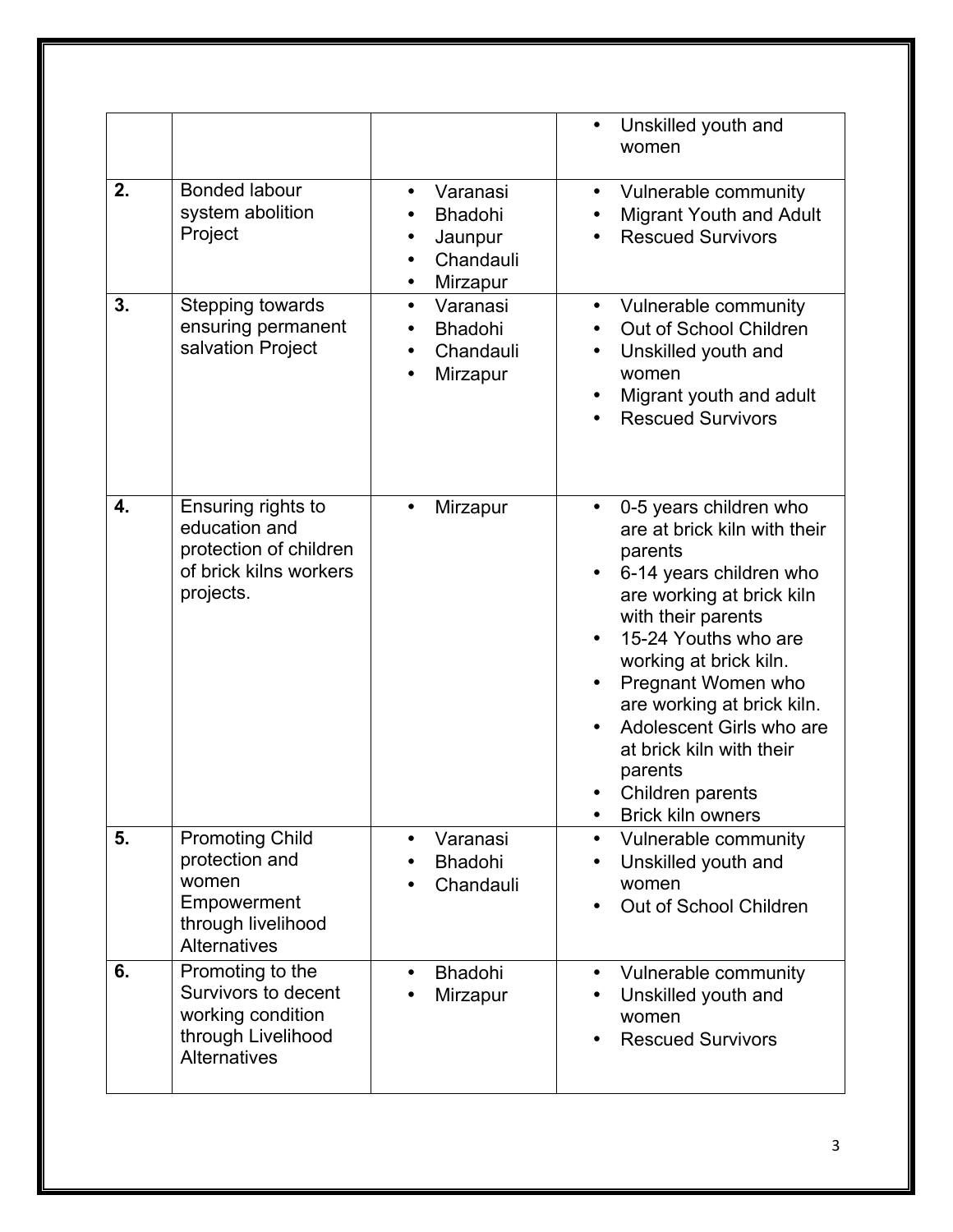| | | | |
|---|---|---|---|
| | | | • Unskilled youth and women |
| **2.** | Bonded labour system abolition Project | • Varanasi<br>• Bhadohi<br>• Jaunpur<br>• Chandauli<br>• Mirzapur | • Vulnerable community<br>• Migrant Youth and Adult<br>• Rescued Survivors |
| **3.** | Stepping towards ensuring permanent salvation Project | • Varanasi<br>• Bhadohi<br>• Chandauli<br>• Mirzapur | • Vulnerable community<br>• Out of School Children<br>• Unskilled youth and women<br>• Migrant youth and adult<br>• Rescued Survivors |
| **4.** | Ensuring rights to education and protection of children of brick kilns workers projects. | • Mirzapur | • 0-5 years children who are at brick kiln with their parents<br>• 6-14 years children who are working at brick kiln with their parents<br>• 15-24 Youths who are working at brick kiln.<br>• Pregnant Women who are working at brick kiln.<br>• Adolescent Girls who are at brick kiln with their parents<br>• Children parents<br>• Brick kiln owners |
| **5.** | Promoting Child protection and women Empowerment through livelihood Alternatives | • Varanasi<br>• Bhadohi<br>• Chandauli | • Vulnerable community<br>• Unskilled youth and women<br>• Out of School Children |
| **6.** | Promoting to the Survivors to decent working condition through Livelihood Alternatives | • Bhadohi<br>• Mirzapur | • Vulnerable community<br>• Unskilled youth and women<br>• Rescued Survivors |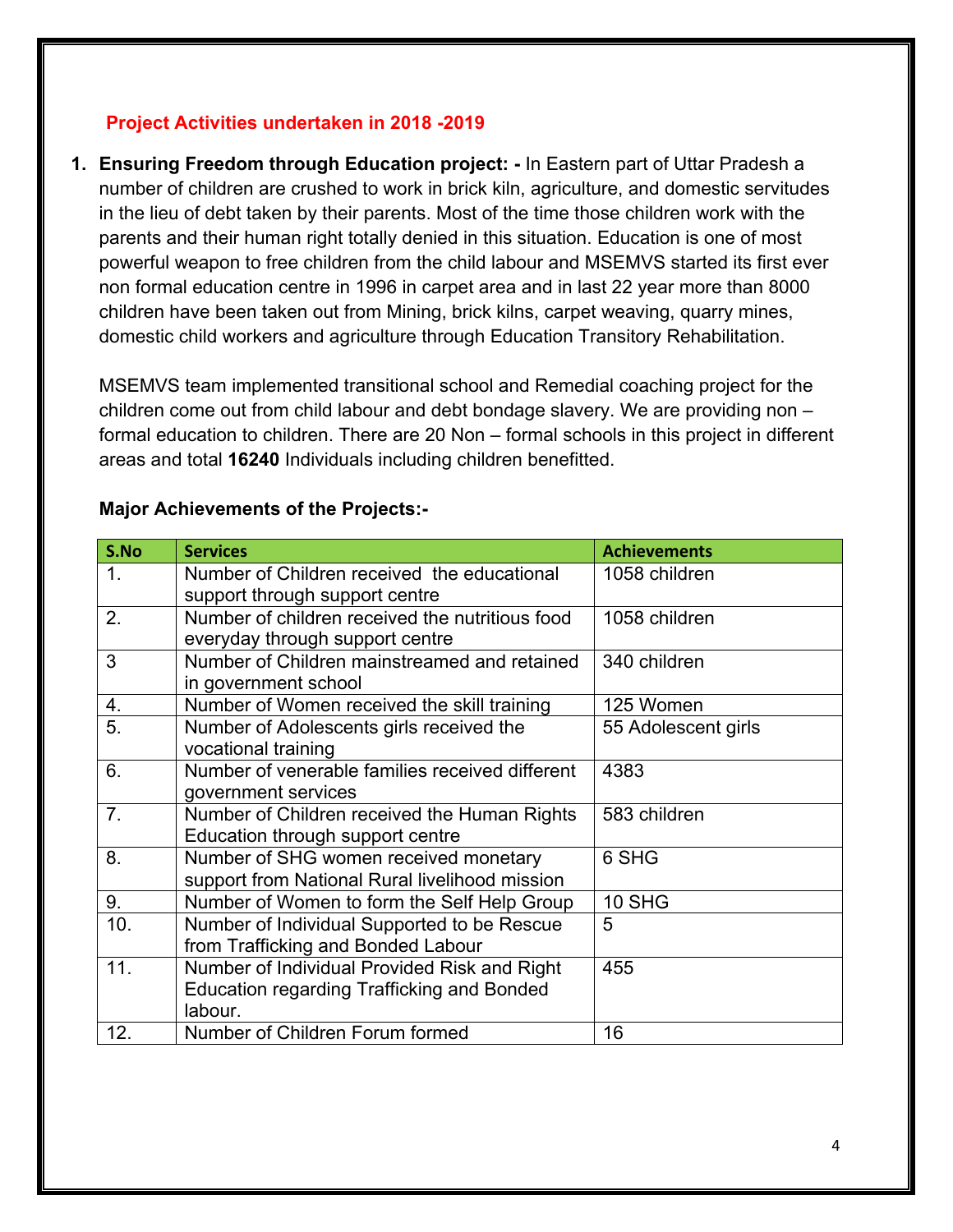## Project Activities undertaken in 2018 -2019

1. **Ensuring Freedom through Education project: -** In Eastern part of Uttar Pradesh a number of children are crushed to work in brick kiln, agriculture, and domestic servitudes in the lieu of debt taken by their parents. Most of the time those children work with the parents and their human right totally denied in this situation. Education is one of most powerful weapon to free children from the child labour and MSEMVS started its first ever non formal education centre in 1996 in carpet area and in last 22 year more than 8000 children have been taken out from Mining, brick kilns, carpet weaving, quarry mines, domestic child workers and agriculture through Education Transitory Rehabilitation.

   MSEMVS team implemented transitional school and Remedial coaching project for the children come out from child labour and debt bondage slavery. We are providing non – formal education to children. There are 20 Non – formal schools in this project in different areas and total **16240** Individuals including children benefitted.

   **Major Achievements of the Projects:-**

| S.No | Services | Achievements |
|---|---|---|
| 1. | Number of Children received the educational support through support centre | 1058 children |
| 2. | Number of children received the nutritious food everyday through support centre | 1058 children |
| 3 | Number of Children mainstreamed and retained in government school | 340 children |
| 4. | Number of Women received the skill training | 125 Women |
| 5. | Number of Adolescents girls received the vocational training | 55 Adolescent girls |
| 6. | Number of venerable families received different government services | 4383 |
| 7. | Number of Children received the Human Rights Education through support centre | 583 children |
| 8. | Number of SHG women received monetary support from National Rural livelihood mission | 6 SHG |
| 9. | Number of Women to form the Self Help Group | 10 SHG |
| 10. | Number of Individual Supported to be Rescue from Trafficking and Bonded Labour | 5 |
| 11. | Number of Individual Provided Risk and Right Education regarding Trafficking and Bonded labour. | 455 |
| 12. | Number of Children Forum formed | 16 |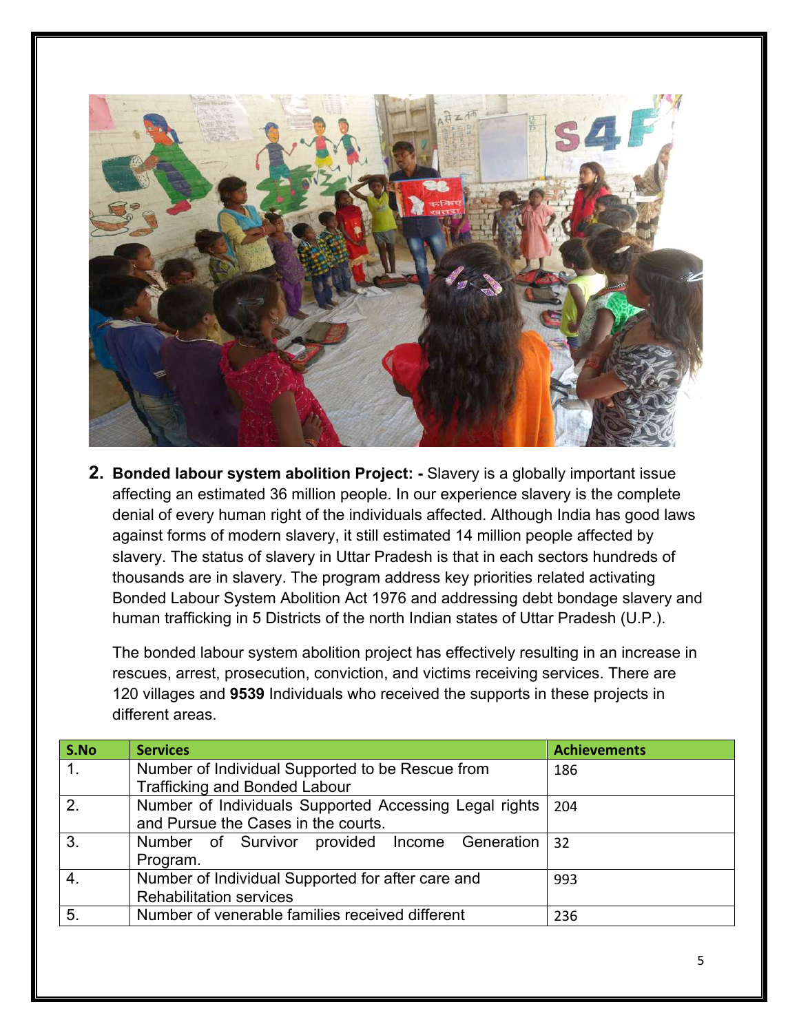2. **Bonded labour system abolition Project: -** Slavery is a globally important issue affecting an estimated 36 million people. In our experience slavery is the complete denial of every human right of the individuals affected. Although India has good laws against forms of modern slavery, it still estimated 14 million people affected by slavery. The status of slavery in Uttar Pradesh is that in each sectors hundreds of thousands are in slavery. The program address key priorities related activating Bonded Labour System Abolition Act 1976 and addressing debt bondage slavery and human trafficking in 5 Districts of the north Indian states of Uttar Pradesh (U.P.).

   The bonded labour system abolition project has effectively resulting in an increase in rescues, arrest, prosecution, conviction, and victims receiving services. There are 120 villages and **9539** Individuals who received the supports in these projects in different areas.

| S.No | Services | Achievements |
|---|---|---|
| 1. | Number of Individual Supported to be Rescue from Trafficking and Bonded Labour | 186 |
| 2. | Number of Individuals Supported Accessing Legal rights and Pursue the Cases in the courts. | 204 |
| 3. | Number of Survivor provided Income Generation Program. | 32 |
| 4. | Number of Individual Supported for after care and Rehabilitation services | 993 |
| 5. | Number of venerable families received different | 236 |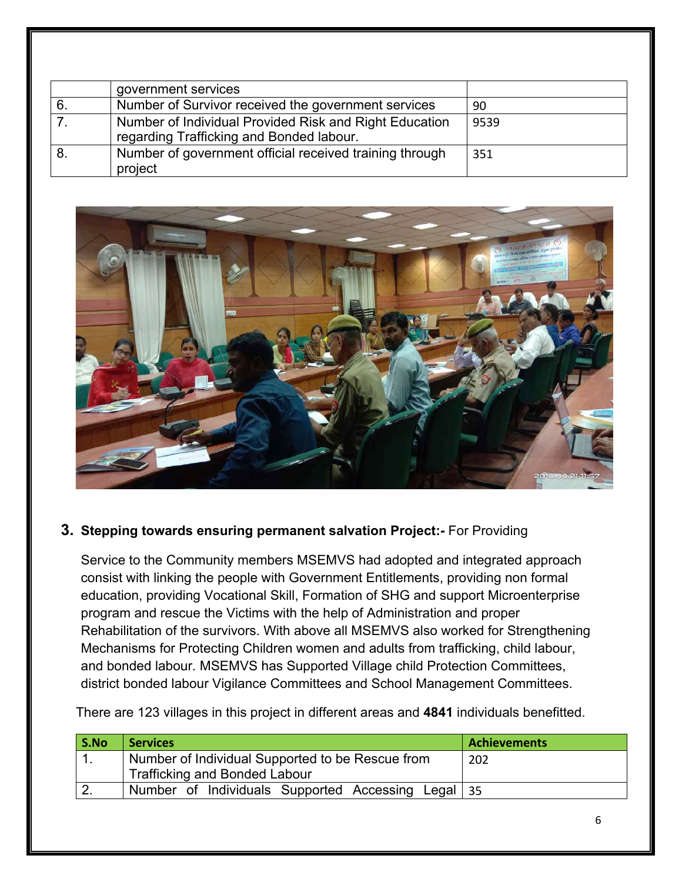|  | government services |  |
| --- | --- | --- |
| 6. | Number of Survivor received the government services | 90 |
| 7. | Number of Individual Provided Risk and Right Education regarding Trafficking and Bonded labour. | 9539 |
| 8. | Number of government official received training through project | 351 |

**3. Stepping towards ensuring permanent salvation Project:-** For Providing

Service to the Community members MSEMVS had adopted and integrated approach consist with linking the people with Government Entitlements, providing non formal education, providing Vocational Skill, Formation of SHG and support Microenterprise program and rescue the Victims with the help of Administration and proper Rehabilitation of the survivors. With above all MSEMVS also worked for Strengthening Mechanisms for Protecting Children women and adults from trafficking, child labour, and bonded labour. MSEMVS has Supported Village child Protection Committees, district bonded labour Vigilance Committees and School Management Committees.

There are 123 villages in this project in different areas and **4841** individuals benefitted.

| S.No | Services | Achievements |
| --- | --- | --- |
| 1. | Number of Individual Supported to be Rescue from Trafficking and Bonded Labour | 202 |
| 2. | Number of Individuals Supported Accessing Legal | 35 |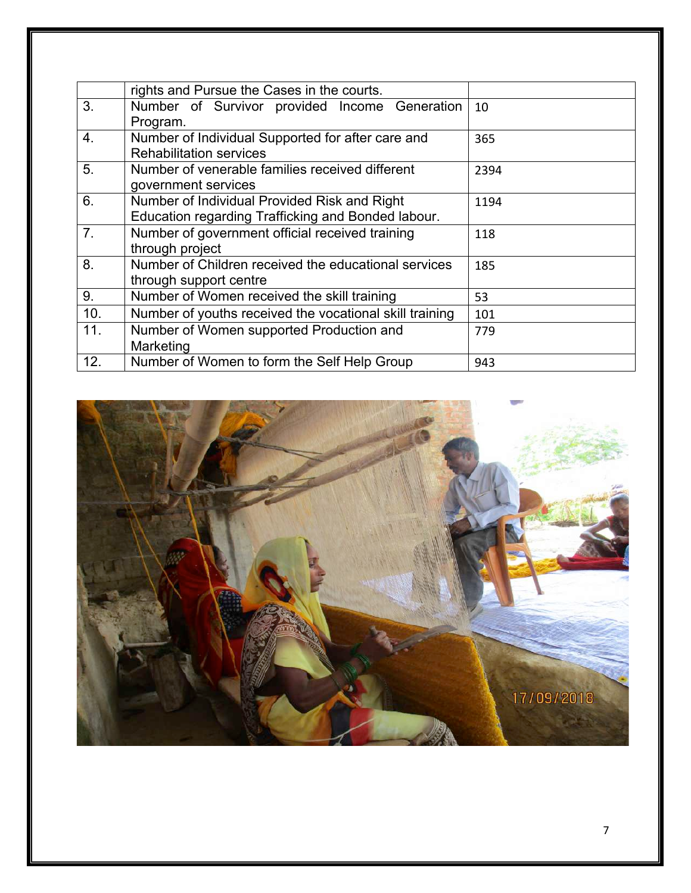|  |  |  |
|---|---|---|
|  | rights and Pursue the Cases in the courts. |  |
| 3. | Number of Survivor provided Income Generation Program. | 10 |
| 4. | Number of Individual Supported for after care and Rehabilitation services | 365 |
| 5. | Number of venerable families received different government services | 2394 |
| 6. | Number of Individual Provided Risk and Right Education regarding Trafficking and Bonded labour. | 1194 |
| 7. | Number of government official received training through project | 118 |
| 8. | Number of Children received the educational services through support centre | 185 |
| 9. | Number of Women received the skill training | 53 |
| 10. | Number of youths received the vocational skill training | 101 |
| 11. | Number of Women supported Production and Marketing | 779 |
| 12. | Number of Women to form the Self Help Group | 943 |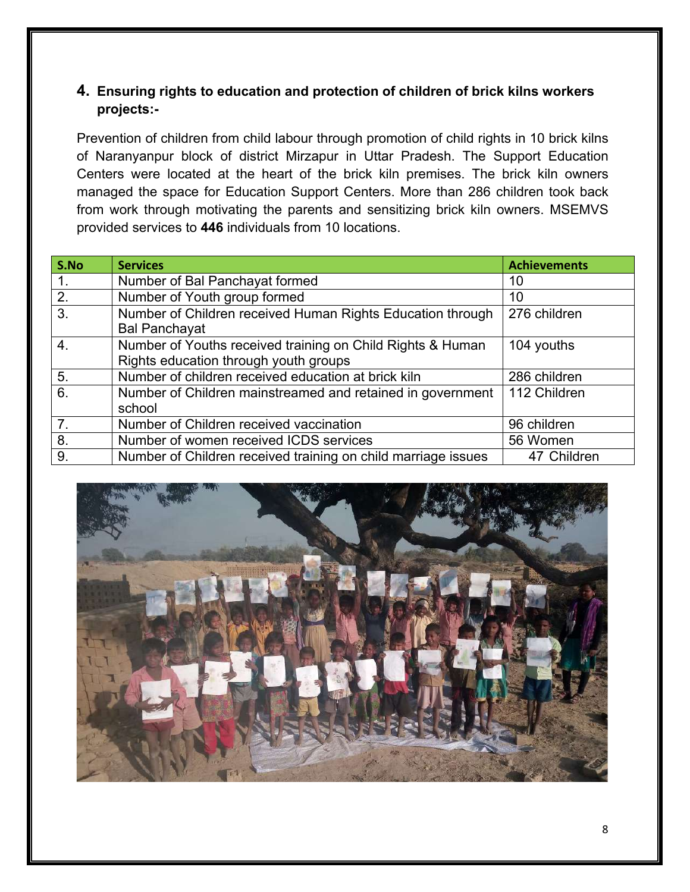## 4. Ensuring rights to education and protection of children of brick kilns workers projects:-

Prevention of children from child labour through promotion of child rights in 10 brick kilns of Naranyanpur block of district Mirzapur in Uttar Pradesh. The Support Education Centers were located at the heart of the brick kiln premises. The brick kiln owners managed the space for Education Support Centers. More than 286 children took back from work through motivating the parents and sensitizing brick kiln owners. MSEMVS provided services to **446** individuals from 10 locations.

| S.No | Services | Achievements |
|---|---|---|
| 1. | Number of Bal Panchayat formed | 10 |
| 2. | Number of Youth group formed | 10 |
| 3. | Number of Children received Human Rights Education through Bal Panchayat | 276 children |
| 4. | Number of Youths received training on Child Rights & Human Rights education through youth groups | 104 youths |
| 5. | Number of children received education at brick kiln | 286 children |
| 6. | Number of Children mainstreamed and retained in government school | 112 Children |
| 7. | Number of Children received vaccination | 96 children |
| 8. | Number of women received ICDS services | 56 Women |
| 9. | Number of Children received training on child marriage issues | 47 Children |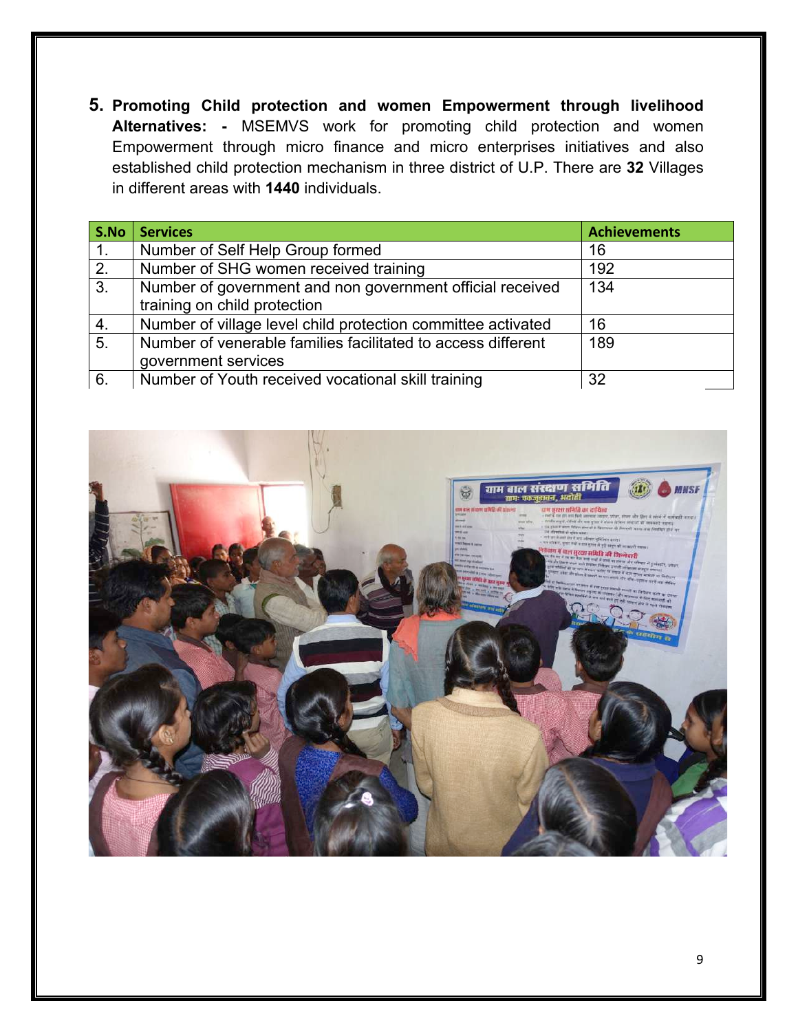**5. Promoting Child protection and women Empowerment through livelihood Alternatives: -** MSEMVS work for promoting child protection and women Empowerment through micro finance and micro enterprises initiatives and also established child protection mechanism in three district of U.P. There are **32** Villages in different areas with **1440** individuals.

| S.No | Services | Achievements |
|---|---|---|
| 1. | Number of Self Help Group formed | 16 |
| 2. | Number of SHG women received training | 192 |
| 3. | Number of government and non government official received training on child protection | 134 |
| 4. | Number of village level child protection committee activated | 16 |
| 5. | Number of venerable families facilitated to access different government services | 189 |
| 6. | Number of Youth received vocational skill training | 32 |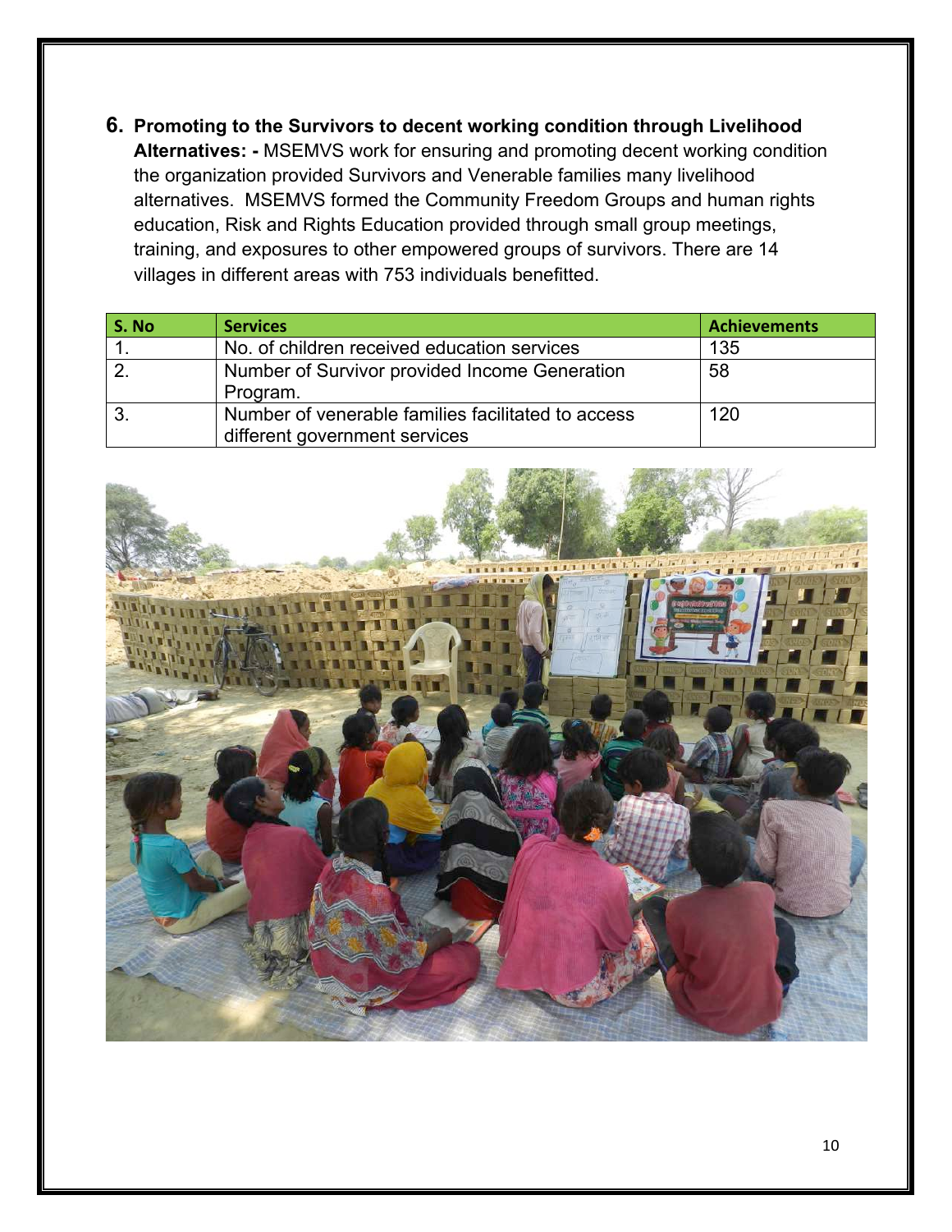**6. Promoting to the Survivors to decent working condition through Livelihood Alternatives: -** MSEMVS work for ensuring and promoting decent working condition the organization provided Survivors and Venerable families many livelihood alternatives. MSEMVS formed the Community Freedom Groups and human rights education, Risk and Rights Education provided through small group meetings, training, and exposures to other empowered groups of survivors. There are 14 villages in different areas with 753 individuals benefitted.

| S. No | Services | Achievements |
|---|---|---|
| 1. | No. of children received education services | 135 |
| 2. | Number of Survivor provided Income Generation Program. | 58 |
| 3. | Number of venerable families facilitated to access different government services | 120 |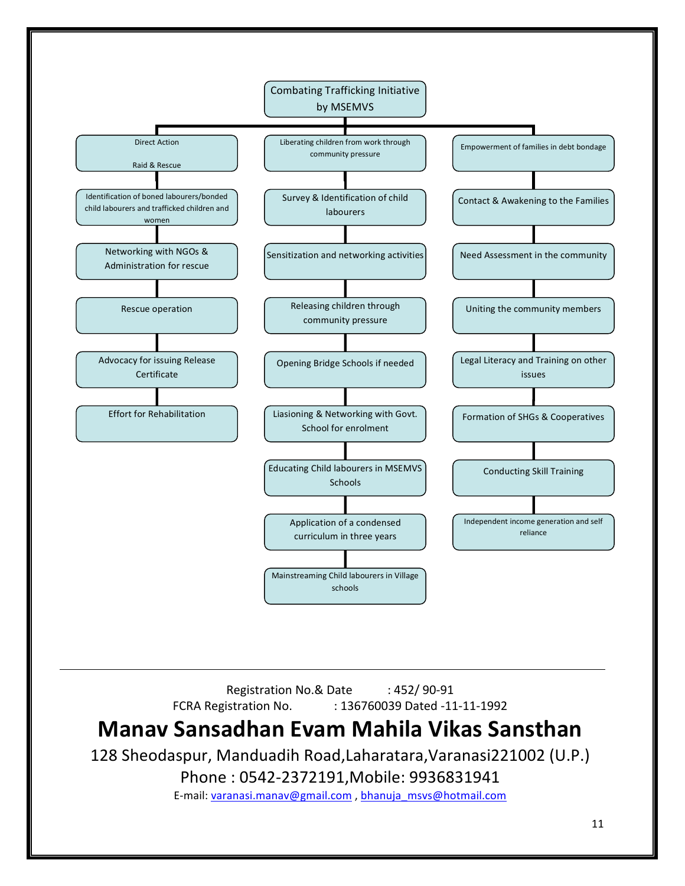Combating Trafficking Initiative by MSEMVS

**Direct Action**

Raid & Rescue

- Identification of boned labourers/bonded child labourers and trafficked children and women
- Networking with NGOs & Administration for rescue
- Rescue operation
- Advocacy for issuing Release Certificate
- Effort for Rehabilitation

**Liberating children from work through community pressure**

- Survey & Identification of child labourers
- Sensitization and networking activities
- Releasing children through community pressure
- Opening Bridge Schools if needed
- Liasioning & Networking with Govt. School for enrolment
- Educating Child labourers in MSEMVS Schools
- Application of a condensed curriculum in three years
- Mainstreaming Child labourers in Village schools

**Empowerment of families in debt bondage**

- Contact & Awakening to the Families
- Need Assessment in the community
- Uniting the community members
- Legal Literacy and Training on other issues
- Formation of SHGs & Cooperatives
- Conducting Skill Training
- Independent income generation and self reliance

---

Registration No.& Date : 452/ 90-91

FCRA Registration No. : 136760039 Dated -11-11-1992

# Manav Sansadhan Evam Mahila Vikas Sansthan

128 Sheodaspur, Manduadih Road,Laharatara,Varanasi221002 (U.P.)

Phone : 0542-2372191,Mobile: 9936831941

E-mail: varanasi.manav@gmail.com , bhanuja_msvs@hotmail.com